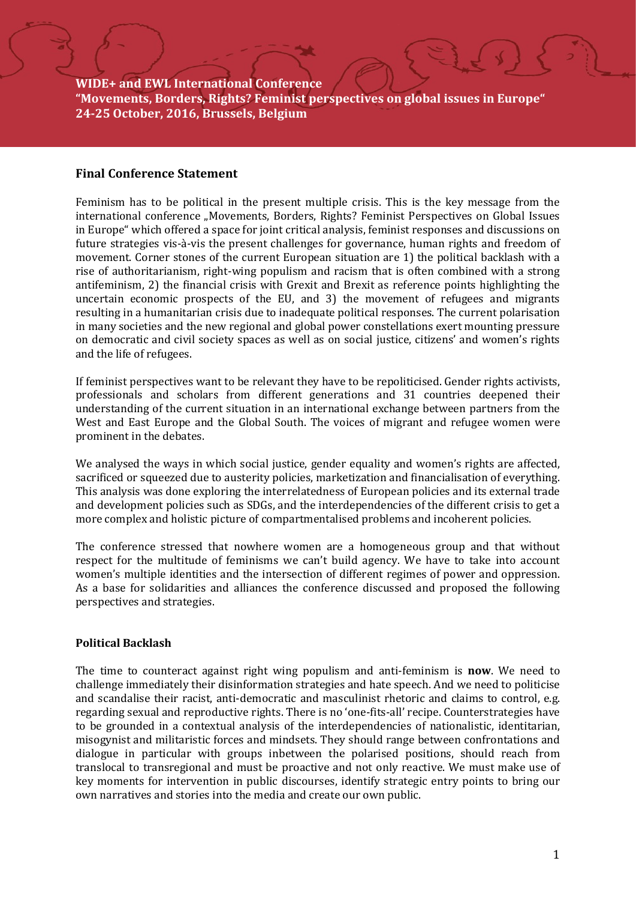**WIDE+ and EWL International Conference**
**"Movements, Borders, Rights? Feminist perspectives on global issues in Europe"**
**24-25 October, 2016, Brussels, Belgium**

## Final Conference Statement

Feminism has to be political in the present multiple crisis. This is the key message from the international conference „Movements, Borders, Rights? Feminist Perspectives on Global Issues in Europe" which offered a space for joint critical analysis, feminist responses and discussions on future strategies vis-à-vis the present challenges for governance, human rights and freedom of movement. Corner stones of the current European situation are 1) the political backlash with a rise of authoritarianism, right-wing populism and racism that is often combined with a strong antifeminism, 2) the financial crisis with Grexit and Brexit as reference points highlighting the uncertain economic prospects of the EU, and 3) the movement of refugees and migrants resulting in a humanitarian crisis due to inadequate political responses. The current polarisation in many societies and the new regional and global power constellations exert mounting pressure on democratic and civil society spaces as well as on social justice, citizens' and women's rights and the life of refugees.

If feminist perspectives want to be relevant they have to be repoliticised. Gender rights activists, professionals and scholars from different generations and 31 countries deepened their understanding of the current situation in an international exchange between partners from the West and East Europe and the Global South. The voices of migrant and refugee women were prominent in the debates.

We analysed the ways in which social justice, gender equality and women's rights are affected, sacrificed or squeezed due to austerity policies, marketization and financialisation of everything. This analysis was done exploring the interrelatedness of European policies and its external trade and development policies such as SDGs, and the interdependencies of the different crisis to get a more complex and holistic picture of compartmentalised problems and incoherent policies.

The conference stressed that nowhere women are a homogeneous group and that without respect for the multitude of feminisms we can't build agency. We have to take into account women's multiple identities and the intersection of different regimes of power and oppression. As a base for solidarities and alliances the conference discussed and proposed the following perspectives and strategies.

### Political Backlash

The time to counteract against right wing populism and anti-feminism is **now**. We need to challenge immediately their disinformation strategies and hate speech. And we need to politicise and scandalise their racist, anti-democratic and masculinist rhetoric and claims to control, e.g. regarding sexual and reproductive rights. There is no 'one-fits-all' recipe. Counterstrategies have to be grounded in a contextual analysis of the interdependencies of nationalistic, identitarian, misogynist and militaristic forces and mindsets. They should range between confrontations and dialogue in particular with groups inbetween the polarised positions, should reach from translocal to transregional and must be proactive and not only reactive. We must make use of key moments for intervention in public discourses, identify strategic entry points to bring our own narratives and stories into the media and create our own public.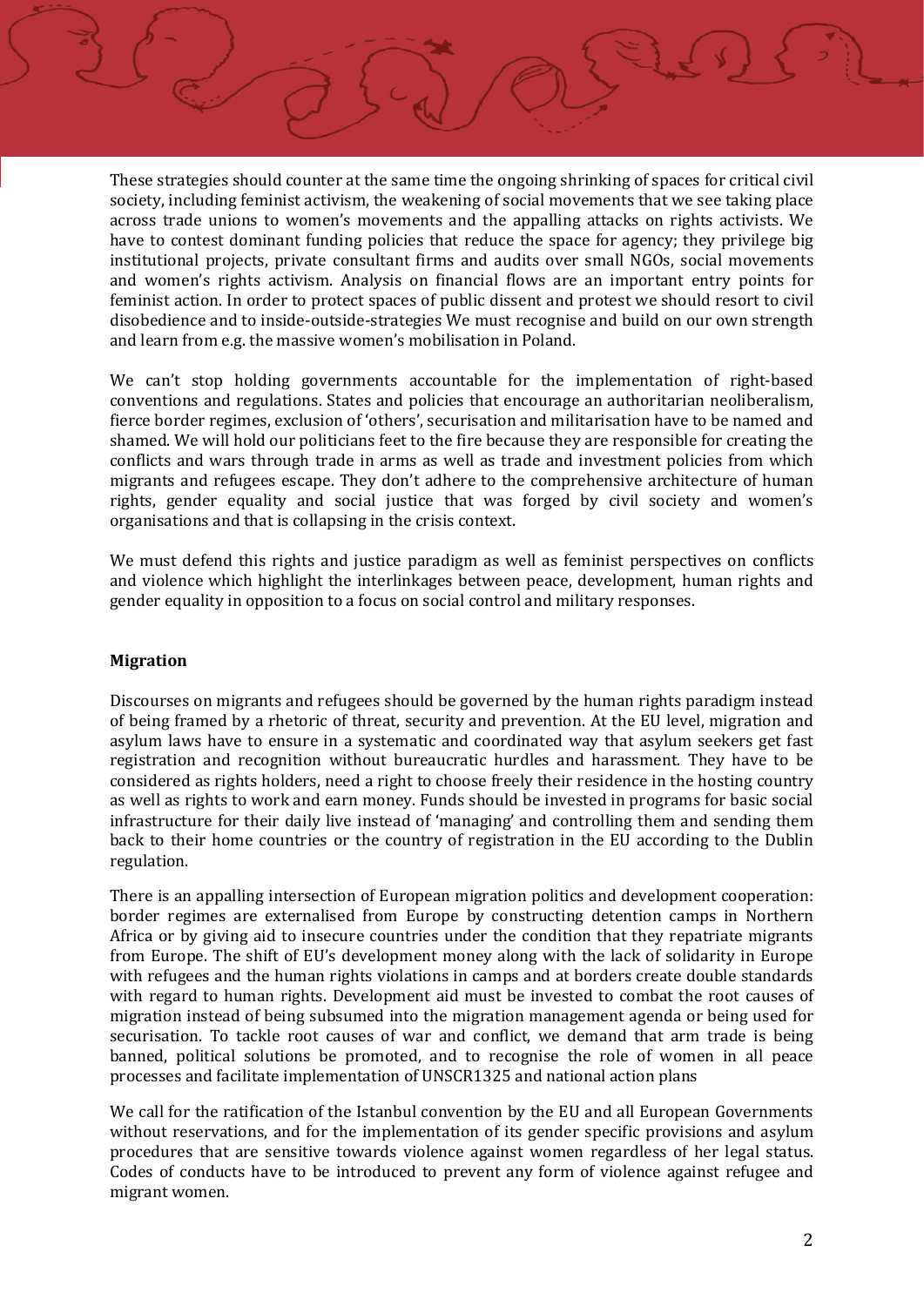These strategies should counter at the same time the ongoing shrinking of spaces for critical civil society, including feminist activism, the weakening of social movements that we see taking place across trade unions to women's movements and the appalling attacks on rights activists. We have to contest dominant funding policies that reduce the space for agency; they privilege big institutional projects, private consultant firms and audits over small NGOs, social movements and women's rights activism. Analysis on financial flows are an important entry points for feminist action. In order to protect spaces of public dissent and protest we should resort to civil disobedience and to inside-outside-strategies We must recognise and build on our own strength and learn from e.g. the massive women's mobilisation in Poland.

We can't stop holding governments accountable for the implementation of right-based conventions and regulations. States and policies that encourage an authoritarian neoliberalism, fierce border regimes, exclusion of 'others', securisation and militarisation have to be named and shamed. We will hold our politicians feet to the fire because they are responsible for creating the conflicts and wars through trade in arms as well as trade and investment policies from which migrants and refugees escape. They don't adhere to the comprehensive architecture of human rights, gender equality and social justice that was forged by civil society and women's organisations and that is collapsing in the crisis context.

We must defend this rights and justice paradigm as well as feminist perspectives on conflicts and violence which highlight the interlinkages between peace, development, human rights and gender equality in opposition to a focus on social control and military responses.

**Migration**

Discourses on migrants and refugees should be governed by the human rights paradigm instead of being framed by a rhetoric of threat, security and prevention. At the EU level, migration and asylum laws have to ensure in a systematic and coordinated way that asylum seekers get fast registration and recognition without bureaucratic hurdles and harassment. They have to be considered as rights holders, need a right to choose freely their residence in the hosting country as well as rights to work and earn money. Funds should be invested in programs for basic social infrastructure for their daily live instead of 'managing' and controlling them and sending them back to their home countries or the country of registration in the EU according to the Dublin regulation.

There is an appalling intersection of European migration politics and development cooperation: border regimes are externalised from Europe by constructing detention camps in Northern Africa or by giving aid to insecure countries under the condition that they repatriate migrants from Europe. The shift of EU's development money along with the lack of solidarity in Europe with refugees and the human rights violations in camps and at borders create double standards with regard to human rights. Development aid must be invested to combat the root causes of migration instead of being subsumed into the migration management agenda or being used for securisation. To tackle root causes of war and conflict, we demand that arm trade is being banned, political solutions be promoted, and to recognise the role of women in all peace processes and facilitate implementation of UNSCR1325 and national action plans

We call for the ratification of the Istanbul convention by the EU and all European Governments without reservations, and for the implementation of its gender specific provisions and asylum procedures that are sensitive towards violence against women regardless of her legal status. Codes of conducts have to be introduced to prevent any form of violence against refugee and migrant women.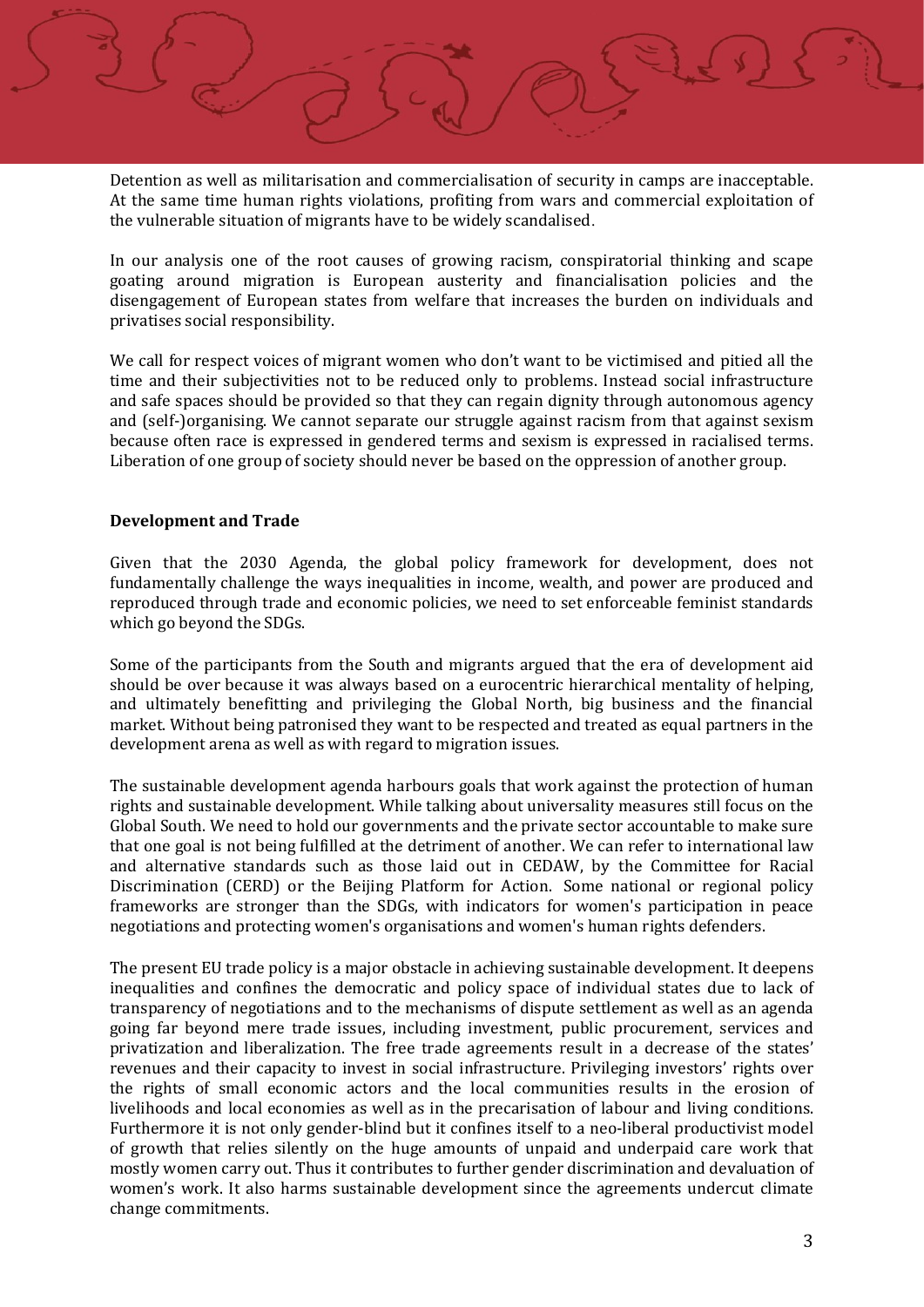Detention as well as militarisation and commercialisation of security in camps are inacceptable. At the same time human rights violations, profiting from wars and commercial exploitation of the vulnerable situation of migrants have to be widely scandalised.

In our analysis one of the root causes of growing racism, conspiratorial thinking and scape goating around migration is European austerity and financialisation policies and the disengagement of European states from welfare that increases the burden on individuals and privatises social responsibility.

We call for respect voices of migrant women who don't want to be victimised and pitied all the time and their subjectivities not to be reduced only to problems. Instead social infrastructure and safe spaces should be provided so that they can regain dignity through autonomous agency and (self-)organising. We cannot separate our struggle against racism from that against sexism because often race is expressed in gendered terms and sexism is expressed in racialised terms. Liberation of one group of society should never be based on the oppression of another group.

## Development and Trade

Given that the 2030 Agenda, the global policy framework for development, does not fundamentally challenge the ways inequalities in income, wealth, and power are produced and reproduced through trade and economic policies, we need to set enforceable feminist standards which go beyond the SDGs.

Some of the participants from the South and migrants argued that the era of development aid should be over because it was always based on a eurocentric hierarchical mentality of helping, and ultimately benefitting and privileging the Global North, big business and the financial market. Without being patronised they want to be respected and treated as equal partners in the development arena as well as with regard to migration issues.

The sustainable development agenda harbours goals that work against the protection of human rights and sustainable development. While talking about universality measures still focus on the Global South. We need to hold our governments and the private sector accountable to make sure that one goal is not being fulfilled at the detriment of another. We can refer to international law and alternative standards such as those laid out in CEDAW, by the Committee for Racial Discrimination (CERD) or the Beijing Platform for Action. Some national or regional policy frameworks are stronger than the SDGs, with indicators for women's participation in peace negotiations and protecting women's organisations and women's human rights defenders.

The present EU trade policy is a major obstacle in achieving sustainable development. It deepens inequalities and confines the democratic and policy space of individual states due to lack of transparency of negotiations and to the mechanisms of dispute settlement as well as an agenda going far beyond mere trade issues, including investment, public procurement, services and privatization and liberalization. The free trade agreements result in a decrease of the states' revenues and their capacity to invest in social infrastructure. Privileging investors' rights over the rights of small economic actors and the local communities results in the erosion of livelihoods and local economies as well as in the precarisation of labour and living conditions. Furthermore it is not only gender-blind but it confines itself to a neo-liberal productivist model of growth that relies silently on the huge amounts of unpaid and underpaid care work that mostly women carry out. Thus it contributes to further gender discrimination and devaluation of women's work. It also harms sustainable development since the agreements undercut climate change commitments.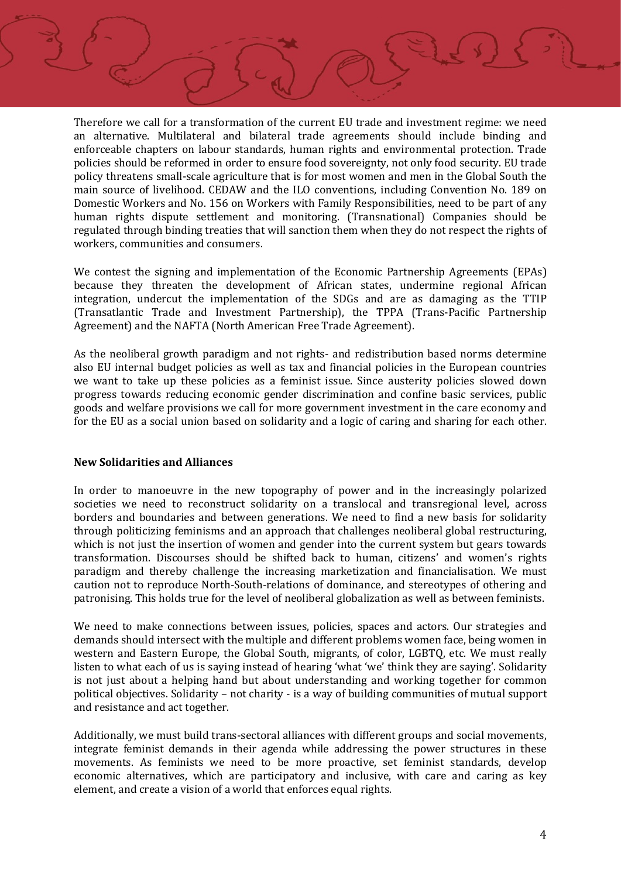Therefore we call for a transformation of the current EU trade and investment regime: we need an alternative. Multilateral and bilateral trade agreements should include binding and enforceable chapters on labour standards, human rights and environmental protection. Trade policies should be reformed in order to ensure food sovereignty, not only food security. EU trade policy threatens small-scale agriculture that is for most women and men in the Global South the main source of livelihood. CEDAW and the ILO conventions, including Convention No. 189 on Domestic Workers and No. 156 on Workers with Family Responsibilities, need to be part of any human rights dispute settlement and monitoring. (Transnational) Companies should be regulated through binding treaties that will sanction them when they do not respect the rights of workers, communities and consumers.

We contest the signing and implementation of the Economic Partnership Agreements (EPAs) because they threaten the development of African states, undermine regional African integration, undercut the implementation of the SDGs and are as damaging as the TTIP (Transatlantic Trade and Investment Partnership), the TPPA (Trans-Pacific Partnership Agreement) and the NAFTA (North American Free Trade Agreement).

As the neoliberal growth paradigm and not rights- and redistribution based norms determine also EU internal budget policies as well as tax and financial policies in the European countries we want to take up these policies as a feminist issue. Since austerity policies slowed down progress towards reducing economic gender discrimination and confine basic services, public goods and welfare provisions we call for more government investment in the care economy and for the EU as a social union based on solidarity and a logic of caring and sharing for each other.

**New Solidarities and Alliances**

In order to manoeuvre in the new topography of power and in the increasingly polarized societies we need to reconstruct solidarity on a translocal and transregional level, across borders and boundaries and between generations. We need to find a new basis for solidarity through politicizing feminisms and an approach that challenges neoliberal global restructuring, which is not just the insertion of women and gender into the current system but gears towards transformation. Discourses should be shifted back to human, citizens' and women's rights paradigm and thereby challenge the increasing marketization and financialisation. We must caution not to reproduce North-South-relations of dominance, and stereotypes of othering and patronising. This holds true for the level of neoliberal globalization as well as between feminists.

We need to make connections between issues, policies, spaces and actors. Our strategies and demands should intersect with the multiple and different problems women face, being women in western and Eastern Europe, the Global South, migrants, of color, LGBTQ, etc. We must really listen to what each of us is saying instead of hearing 'what 'we' think they are saying'. Solidarity is not just about a helping hand but about understanding and working together for common political objectives. Solidarity – not charity - is a way of building communities of mutual support and resistance and act together.

Additionally, we must build trans-sectoral alliances with different groups and social movements, integrate feminist demands in their agenda while addressing the power structures in these movements. As feminists we need to be more proactive, set feminist standards, develop economic alternatives, which are participatory and inclusive, with care and caring as key element, and create a vision of a world that enforces equal rights.